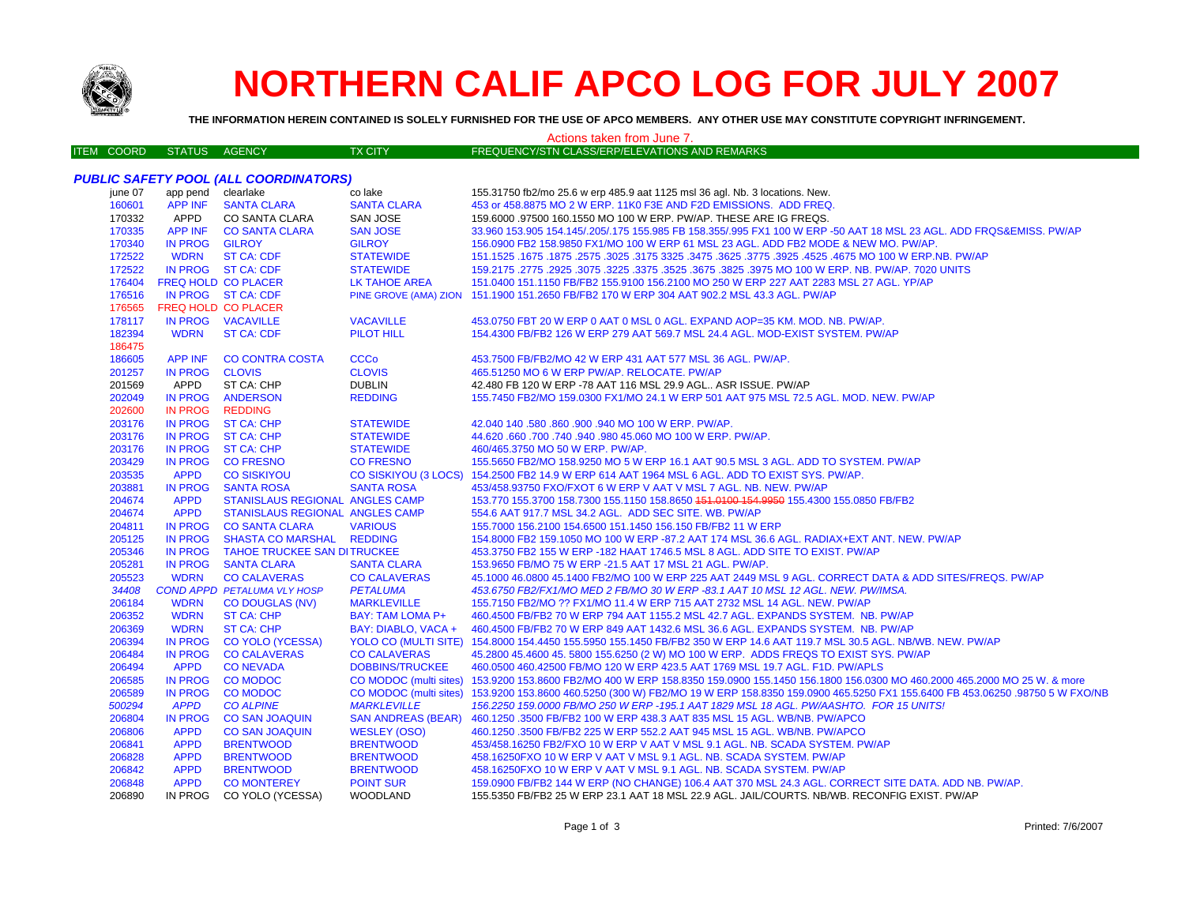# NORTHERN CALIF APCO LOG FOR JULY 2007

**THE INFORMATION HEREIN CONTAINED IS SOLELY FURNISHED FOR THE USE OF APCO MEMBERS. ANY OTHER USE MAY CONSTITUTE COPYRIGHT INFRINGEMENT.**

Actions taken from June 7.

| ITEM | COORD | STATUS | AGENCY | TX CITY | FREQUENCY/STN CLASS/ERP/ELEVATIONS AND REMARKS |
|---|---|---|---|---|---|

### *PUBLIC SAFETY POOL (ALL COORDINATORS)*

| ITEM COORD | STATUS | AGENCY | TX CITY | FREQUENCY/STN CLASS/ERP/ELEVATIONS AND REMARKS |
|---|---|---|---|---|
| june 07 | app pend | clearlake | co lake | 155.31750 fb2/mo 25.6 w erp 485.9 aat 1125 msl 36 agl. Nb. 3 locations. New. |
| 160601 | APP INF | SANTA CLARA | SANTA CLARA | 453 or 458.8875 MO 2 W ERP. 11K0 F3E AND F2D EMISSIONS. ADD FREQ. |
| 170332 | APPD | CO SANTA CLARA | SAN JOSE | 159.6000 .97500 160.1550 MO 100 W ERP. PW/AP. THESE ARE IG FREQS. |
| 170335 | APP INF | CO SANTA CLARA | SAN JOSE | 33.960 153.905 154.145/.205/.175 155.985 FB 158.355/.995 FX1 100 W ERP -50 AAT 18 MSL 23 AGL. ADD FRQS&EMISS. PW/AP |
| 170340 | IN PROG | GILROY | GILROY | 156.0900 FB2 158.9850 FX1/MO 100 W ERP 61 MSL 23 AGL. ADD FB2 MODE & NEW MO. PW/AP. |
| 172522 | WDRN | ST CA: CDF | STATEWIDE | 151.1525 .1675 .1875 .2575 .3025 .3175 3325 .3475 .3625 .3775 .3925 .4525 .4675 MO 100 W ERP.NB. PW/AP |
| 172522 | IN PROG | ST CA: CDF | STATEWIDE | 159.2175 .2775 .2925 .3075 .3225 .3375 .3525 .3675 .3825 .3975 MO 100 W ERP. NB. PW/AP. 7020 UNITS |
| 176404 | FREQ HOLD | CO PLACER | LK TAHOE AREA | 151.0400 151.1150 FB/FB2 155.9100 156.2100 MO 250 W ERP 227 AAT 2283 MSL 27 AGL. YP/AP |
| 176516 | IN PROG | ST CA: CDF | PINE GROVE (AMA) ZION | 151.1900 151.2650 FB/FB2 170 W ERP 304 AAT 902.2 MSL 43.3 AGL. PW/AP |
| 176565 | FREQ HOLD | CO PLACER | | |
| 178117 | IN PROG | VACAVILLE | VACAVILLE | 453.0750 FBT 20 W ERP 0 AAT 0 MSL 0 AGL. EXPAND AOP=35 KM. MOD. NB. PW/AP. |
| 182394 | WDRN | ST CA: CDF | PILOT HILL | 154.4300 FB/FB2 126 W ERP 279 AAT 569.7 MSL 24.4 AGL. MOD-EXIST SYSTEM. PW/AP |
| 186475 | | | | |
| 186605 | APP INF | CO CONTRA COSTA | CCCo | 453.7500 FB/FB2/MO 42 W ERP 431 AAT 577 MSL 36 AGL. PW/AP. |
| 201257 | IN PROG | CLOVIS | CLOVIS | 465.51250 MO 6 W ERP PW/AP. RELOCATE. PW/AP |
| 201569 | APPD | ST CA: CHP | DUBLIN | 42.480 FB 120 W ERP -78 AAT 116 MSL 29.9 AGL.. ASR ISSUE. PW/AP |
| 202049 | IN PROG | ANDERSON | REDDING | 155.7450 FB2/MO 159.0300 FX1/MO 24.1 W ERP 501 AAT 975 MSL 72.5 AGL. MOD. NEW. PW/AP |
| 202600 | IN PROG | REDDING | | |
| 203176 | IN PROG | ST CA: CHP | STATEWIDE | 42.040 140 .580 .860 .900 .940 MO 100 W ERP. PW/AP. |
| 203176 | IN PROG | ST CA: CHP | STATEWIDE | 44.620 .660 .700 .740 .940 .980 45.060 MO 100 W ERP. PW/AP. |
| 203176 | IN PROG | ST CA: CHP | STATEWIDE | 460/465.3750 MO 50 W ERP. PW/AP. |
| 203429 | IN PROG | CO FRESNO | CO FRESNO | 155.5650 FB2/MO 158.9250 MO 5 W ERP 16.1 AAT 90.5 MSL 3 AGL. ADD TO SYSTEM. PW/AP |
| 203535 | APPD | CO SISKIYOU | CO SISKIYOU (3 LOCS) | 154.2500 FB2 14.9 W ERP 614 AAT 1964 MSL 6 AGL. ADD TO EXIST SYS. PW/AP. |
| 203881 | IN PROG | SANTA ROSA | SANTA ROSA | 453/458.93750 FXO/FXOT 6 W ERP V AAT V MSL 7 AGL. NB. NEW. PW/AP |
| 204674 | APPD | STANISLAUS REGIONAL | ANGLES CAMP | 153.770 155.3700 158.7300 155.1150 158.8650 ~~151.0100 154.9950~~ 155.4300 155.0850 FB/FB2 |
| 204674 | APPD | STANISLAUS REGIONAL | ANGLES CAMP | 554.6 AAT 917.7 MSL 34.2 AGL. ADD SEC SITE. WB. PW/AP |
| 204811 | IN PROG | CO SANTA CLARA | VARIOUS | 155.7000 156.2100 154.6500 151.1450 156.150 FB/FB2 11 W ERP |
| 205125 | IN PROG | SHASTA CO MARSHAL | REDDING | 154.8000 FB2 159.1050 MO 100 W ERP -87.2 AAT 174 MSL 36.6 AGL. RADIAX+EXT ANT. NEW. PW/AP |
| 205346 | IN PROG | TAHOE TRUCKEE SAN DI | TRUCKEE | 453.3750 FB2 155 W ERP -182 HAAT 1746.5 MSL 8 AGL. ADD SITE TO EXIST. PW/AP |
| 205281 | IN PROG | SANTA CLARA | SANTA CLARA | 153.9650 FB/MO 75 W ERP -21.5 AAT 17 MSL 21 AGL. PW/AP. |
| 205523 | WDRN | CO CALAVERAS | CO CALAVERAS | 45.1000 46.0800 45.1400 FB2/MO 100 W ERP 225 AAT 2449 MSL 9 AGL. CORRECT DATA & ADD SITES/FREQS. PW/AP |
| *34408* | *COND APPD* | *PETALUMA VLY HOSP* | *PETALUMA* | *453.6750 FB2/FX1/MO MED 2 FB/MO 30 W ERP -83.1 AAT 10 MSL 12 AGL. NEW. PW/IMSA.* |
| 206184 | WDRN | CO DOUGLAS (NV) | MARKLEVILLE | 155.7150 FB2/MO ?? FX1/MO 11.4 W ERP 715 AAT 2732 MSL 14 AGL. NEW. PW/AP |
| 206352 | WDRN | ST CA: CHP | BAY: TAM LOMA P+ | 460.4500 FB/FB2 70 W ERP 794 AAT 1155.2 MSL 42.7 AGL. EXPANDS SYSTEM. NB. PW/AP |
| 206369 | WDRN | ST CA: CHP | BAY: DIABLO, VACA + | 460.4500 FB/FB2 70 W ERP 849 AAT 1432.6 MSL 36.6 AGL. EXPANDS SYSTEM. NB. PW/AP |
| 206394 | IN PROG | CO YOLO (YCESSA) | YOLO CO (MULTI SITE) | 154.8000 154.4450 155.5950 155.1450 FB/FB2 350 W ERP 14.6 AAT 119.7 MSL 30.5 AGL. NB/WB. NEW. PW/AP |
| 206484 | IN PROG | CO CALAVERAS | CO CALAVERAS | 45.2800 45.4600 45. 5800 155.6250 (2 W) MO 100 W ERP. ADDS FREQS TO EXIST SYS. PW/AP |
| 206494 | APPD | CO NEVADA | DOBBINS/TRUCKEE | 460.0500 460.42500 FB/MO 120 W ERP 423.5 AAT 1769 MSL 19.7 AGL. F1D. PW/APLS |
| 206585 | IN PROG | CO MODOC | CO MODOC (multi sites) | 153.9200 153.8600 FB2/MO 400 W ERP 158.8350 159.0900 155.1450 156.1800 156.0300 MO 460.2000 465.2000 MO 25 W. & more |
| 206589 | IN PROG | CO MODOC | CO MODOC (multi sites) | 153.9200 153.8600 460.5250 (300 W) FB2/MO 19 W ERP 158.8350 159.0900 465.5250 FX1 155.6400 FB 453.06250 .98750 5 W FXO/NB |
| *500294* | *APPD* | *CO ALPINE* | *MARKLEVILLE* | *156.2250 159.0000 FB/MO 250 W ERP -195.1 AAT 1829 MSL 18 AGL. PW/AASHTO. FOR 15 UNITS!* |
| 206804 | IN PROG | CO SAN JOAQUIN | SAN ANDREAS (BEAR) | 460.1250 .3500 FB/FB2 100 W ERP 438.3 AAT 835 MSL 15 AGL. WB/NB. PW/APCO |
| 206806 | APPD | CO SAN JOAQUIN | WESLEY (OSO) | 460.1250 .3500 FB/FB2 225 W ERP 552.2 AAT 945 MSL 15 AGL. WB/NB. PW/APCO |
| 206841 | APPD | BRENTWOOD | BRENTWOOD | 453/458.16250 FB2/FXO 10 W ERP V AAT V MSL 9.1 AGL. NB. SCADA SYSTEM. PW/AP |
| 206828 | APPD | BRENTWOOD | BRENTWOOD | 458.16250FXO 10 W ERP V AAT V MSL 9.1 AGL. NB. SCADA SYSTEM. PW/AP |
| 206842 | APPD | BRENTWOOD | BRENTWOOD | 458.16250FXO 10 W ERP V AAT V MSL 9.1 AGL. NB. SCADA SYSTEM. PW/AP |
| 206848 | APPD | CO MONTEREY | POINT SUR | 159.0900 FB/FB2 144 W ERP (NO CHANGE) 106.4 AAT 370 MSL 24.3 AGL. CORRECT SITE DATA. ADD NB. PW/AP. |
| 206890 | IN PROG | CO YOLO (YCESSA) | WOODLAND | 155.5350 FB/FB2 25 W ERP 23.1 AAT 18 MSL 22.9 AGL. JAIL/COURTS. NB/WB. RECONFIG EXIST. PW/AP |

Printed: 7/6/2007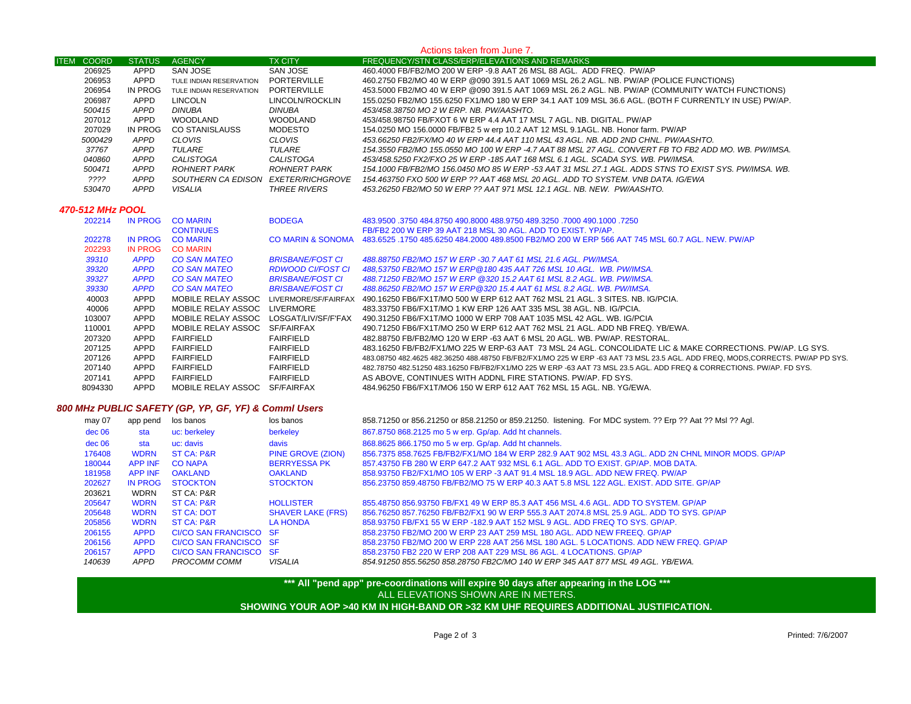Actions taken from June 7.

| ITEM | COORD | STATUS | AGENCY | TX CITY | FREQUENCY/STN CLASS/ERP/ELEVATIONS AND REMARKS |
|---|---|---|---|---|---|
| | 206925 | APPD | SAN JOSE | SAN JOSE | 460.4000 FB/FB2/MO 200 W ERP -9.8 AAT 26 MSL 88 AGL. ADD FREQ. PW/AP |
| | 206953 | APPD | TULE INDIAN RESERVATION | PORTERVILLE | 460.2750 FB2/MO 40 W ERP @090 391.5 AAT 1069 MSL 26.2 AGL. NB. PW/AP (POLICE FUNCTIONS) |
| | 206954 | IN PROG | TULE INDIAN RESERVATION | PORTERVILLE | 453.5000 FB2/MO 40 W ERP @090 391.5 AAT 1069 MSL 26.2 AGL. NB. PW/AP (COMMUNITY WATCH FUNCTIONS) |
| | 206987 | APPD | LINCOLN | LINCOLN/ROCKLIN | 155.0250 FB2/MO 155.6250 FX1/MO 180 W ERP 34.1 AAT 109 MSL 36.6 AGL. (BOTH F CURRENTLY IN USE) PW/AP. |
| | *500415* | *APPD* | *DINUBA* | *DINUBA* | *453/458.38750 MO 2 W ERP. NB. PW/AASHTO.* |
| | 207012 | APPD | WOODLAND | WOODLAND | 453/458.98750 FB/FXOT 6 W ERP 4.4 AAT 17 MSL 7 AGL. NB. DIGITAL. PW/AP |
| | 207029 | IN PROG | CO STANISLAUSS | MODESTO | 154.0250 MO 156.0000 FB/FB2 5 w erp 10.2 AAT 12 MSL 9.1AGL. NB. Honor farm. PW/AP |
| | *5000429* | *APPD* | *CLOVIS* | *CLOVIS* | *453.66250 FB2/FX/MO 40 W ERP 44.4 AAT 110 MSL 43 AGL. NB. ADD 2ND CHNL. PW/AASHTO.* |
| | *37767* | *APPD* | *TULARE* | *TULARE* | *154.3550 FB2/MO 155.0550 MO 100 W ERP -4.7 AAT 88 MSL 27 AGL. CONVERT FB TO FB2 ADD MO. WB. PW/IMSA.* |
| | *040860* | *APPD* | *CALISTOGA* | *CALISTOGA* | *453/458.5250 FX2/FXO 25 W ERP -185 AAT 168 MSL 6.1 AGL. SCADA SYS. WB. PW/IMSA.* |
| | *500471* | *APPD* | *ROHNERT PARK* | *ROHNERT PARK* | *154.1000 FB/FB2/MO 156.0450 MO 85 W ERP -53 AAT 31 MSL 27.1 AGL. ADDS STNS TO EXIST SYS. PW/IMSA. WB.* |
| | *????* | *APPD* | *SOUTHERN CA EDISON* | *EXETER/RICHGROVE* | *154.463750 FXO 500 W ERP ?? AAT 468 MSL 20 AGL. ADD TO SYSTEM. VNB DATA. IG/EWA* |
| | *530470* | *APPD* | *VISALIA* | *THREE RIVERS* | *453.26250 FB2/MO 50 W ERP ?? AAT 971 MSL 12.1 AGL. NB. NEW. PW/AASHTO.* |

### *470-512 MHz POOL*

| ITEM | COORD | STATUS | AGENCY | TX CITY | FREQUENCY/STN CLASS/ERP/ELEVATIONS AND REMARKS |
|---|---|---|---|---|---|
| | 202214 | IN PROG | CO MARIN | BODEGA | 483.9500 .3750 484.8750 490.8000 488.9750 489.3250 .7000 490.1000 .7250 |
| | | | CONTINUES | | FB/FB2 200 W ERP 39 AAT 218 MSL 30 AGL. ADD TO EXIST. YP/AP. |
| | 202278 | IN PROG | CO MARIN | CO MARIN & SONOMA | 483.6525 .1750 485.6250 484.2000 489.8500 FB2/MO 200 W ERP 566 AAT 745 MSL 60.7 AGL. NEW. PW/AP |
| | 202293 | IN PROG | CO MARIN | | |
| | *39310* | *APPD* | *CO SAN MATEO* | *BRISBANE/FOST CI* | *488.88750 FB2/MO 157 W ERP -30.7 AAT 61 MSL 21.6 AGL. PW/IMSA.* |
| | *39320* | *APPD* | *CO SAN MATEO* | *RDWOOD CI/FOST CI* | *488,53750 FB2/MO 157 W ERP@180 435 AAT 726 MSL 10 AGL. WB. PW/IMSA.* |
| | *39327* | *APPD* | *CO SAN MATEO* | *BRISBANE/FOST CI* | *488.71250 FB2/MO 157 W ERP @320 15.2 AAT 61 MSL 8.2 AGL. WB. PW/IMSA.* |
| | *39330* | *APPD* | *CO SAN MATEO* | *BRISBANE/FOST CI* | *488.86250 FB2/MO 157 W ERP@320 15.4 AAT 61 MSL 8.2 AGL. WB. PW/IMSA.* |
| | 40003 | APPD | MOBILE RELAY ASSOC | LIVERMORE/SF/FAIRFAX | 490.16250 FB6/FX1T/MO 500 W ERP 612 AAT 762 MSL 21 AGL. 3 SITES. NB. IG/PCIA. |
| | 40006 | APPD | MOBILE RELAY ASSOC | LIVERMORE | 483.33750 FB6/FX1T/MO 1 KW ERP 126 AAT 335 MSL 38 AGL. NB. IG/PCIA. |
| | 103007 | APPD | MOBILE RELAY ASSOC | LOSGAT/LIV/SF/F'FAX | 490.31250 FB6/FX1T/MO 1000 W ERP 708 AAT 1035 MSL 42 AGL. WB. IG/PCIA |
| | 110001 | APPD | MOBILE RELAY ASSOC | SF/FAIRFAX | 490.71250 FB6/FX1T/MO 250 W ERP 612 AAT 762 MSL 21 AGL. ADD NB FREQ. YB/EWA. |
| | 207320 | APPD | FAIRFIELD | FAIRFIELD | 482.88750 FB/FB2/MO 120 W ERP -63 AAT 6 MSL 20 AGL. WB. PW/AP. RESTORAL. |
| | 207125 | APPD | FAIRFIELD | FAIRFIELD | 483.16250 FB/FB2/FX1/MO 225 W ERP-63 AAT 73 MSL 24 AGL. CONCOLIDATE LIC & MAKE CORRECTIONS. PW/AP. LG SYS. |
| | 207126 | APPD | FAIRFIELD | FAIRFIELD | 483.08750 482.4625 482.36250 488.48750 FB/FB2/FX1/MO 225 W ERP -63 AAT 73 MSL 23.5 AGL. ADD FREQ, MODS,CORRECTS. PW/AP PD SYS. |
| | 207140 | APPD | FAIRFIELD | FAIRFIELD | 482.78750 482.51250 483.16250 FB/FB2/FX1/MO 225 W ERP -63 AAT 73 MSL 23.5 AGL. ADD FREQ & CORRECTIONS. PW/AP. FD SYS. |
| | 207141 | APPD | FAIRFIELD | FAIRFIELD | AS ABOVE, CONTINUES WITH ADDNL FIRE STATIONS. PW/AP. FD SYS. |
| | 8094330 | APPD | MOBILE RELAY ASSOC | SF/FAIRFAX | 484.96250 FB6/FX1T/MO6 150 W ERP 612 AAT 762 MSL 15 AGL. NB. YG/EWA. |

### *800 MHz PUBLIC SAFETY (GP, YP, GF, YF) & Comml Users*

| ITEM | COORD | STATUS | AGENCY | TX CITY | FREQUENCY/STN CLASS/ERP/ELEVATIONS AND REMARKS |
|---|---|---|---|---|---|
| | may 07 | app pend | los banos | los banos | 858.71250 or 856.21250 or 858.21250 or 859.21250. listening. For MDC system. ?? Erp ?? Aat ?? Msl ?? Agl. |
| | dec 06 | sta | uc: berkeley | berkeley | 867.8750 868.2125 mo 5 w erp. Gp/ap. Add ht channels. |
| | dec 06 | sta | uc: davis | davis | 868.8625 866.1750 mo 5 w erp. Gp/ap. Add ht channels. |
| | 176408 | WDRN | ST CA: P&R | PINE GROVE (ZION) | 856.7375 858.7625 FB/FB2/FX1/MO 184 W ERP 282.9 AAT 902 MSL 43.3 AGL. ADD 2N CHNL MINOR MODS. GP/AP |
| | 180044 | APP INF | CO NAPA | BERRYESSA PK | 857.43750 FB 280 W ERP 647.2 AAT 932 MSL 6.1 AGL. ADD TO EXIST. GP/AP. MOB DATA. |
| | 181958 | APP INF | OAKLAND | OAKLAND | 858.93750 FB2/FX1/MO 105 W ERP -3 AAT 91.4 MSL 18.9 AGL. ADD NEW FREQ. PW/AP |
| | 202627 | IN PROG | STOCKTON | STOCKTON | 856.23750 859.48750 FB/FB2/MO 75 W ERP 40.3 AAT 5.8 MSL 122 AGL. EXIST. ADD SITE. GP/AP |
| | 203621 | WDRN | ST CA: P&R | | |
| | 205647 | WDRN | ST CA: P&R | HOLLISTER | 855.48750 856.93750 FB/FX1 49 W ERP 85.3 AAT 456 MSL 4.6 AGL. ADD TO SYSTEM. GP/AP |
| | 205648 | WDRN | ST CA: DOT | SHAVER LAKE (FRS) | 856.76250 857.76250 FB/FB2/FX1/MO 90 W ERP 555.3 AAT 2074.8 MSL 25.9 AGL. ADD TO SYS. GP/AP |
| | 205856 | WDRN | ST CA: P&R | LA HONDA | 858.93750 FB/FX1 55 W ERP -182.9 AAT 152 MSL 9 AGL. ADD FREQ TO SYS. GP/AP. |
| | 206155 | APPD | CI/CO SAN FRANCISCO | SF | 858.23750 FB2/MO 200 W ERP 23 AAT 259 MSL 180 AGL. ADD NEW FREEQ. GP/AP |
| | 206156 | APPD | CI/CO SAN FRANCISCO | SF | 858.23750 FB2/MO 200 W ERP 228 AAT 256 MSL 180 AGL. 5 LOCATIONS. ADD NEW FREQ. GP/AP |
| | 206157 | APPD | CI/CO SAN FRANCISCO | SF | 858.23750 FB2 220 W ERP 208 AAT 229 MSL 86 AGL. 4 LOCATIONS. GP/AP |
| | *140639* | *APPD* | *PROCOMM COMM* | *VISALIA* | *854.91250 855.56250 858.28750 FB2C/MO 140 W ERP 345 AAT 877 MSL 49 AGL. YB/EWA.* |

**\*\*\* All "pend app" pre-coordinations will expire 90 days after appearing in the LOG \*\*\***

ALL ELEVATIONS SHOWN ARE IN METERS.

**SHOWING YOUR AOP >40 KM IN HIGH-BAND OR >32 KM UHF REQUIRES ADDITIONAL JUSTIFICATION.**

Printed: 7/6/2007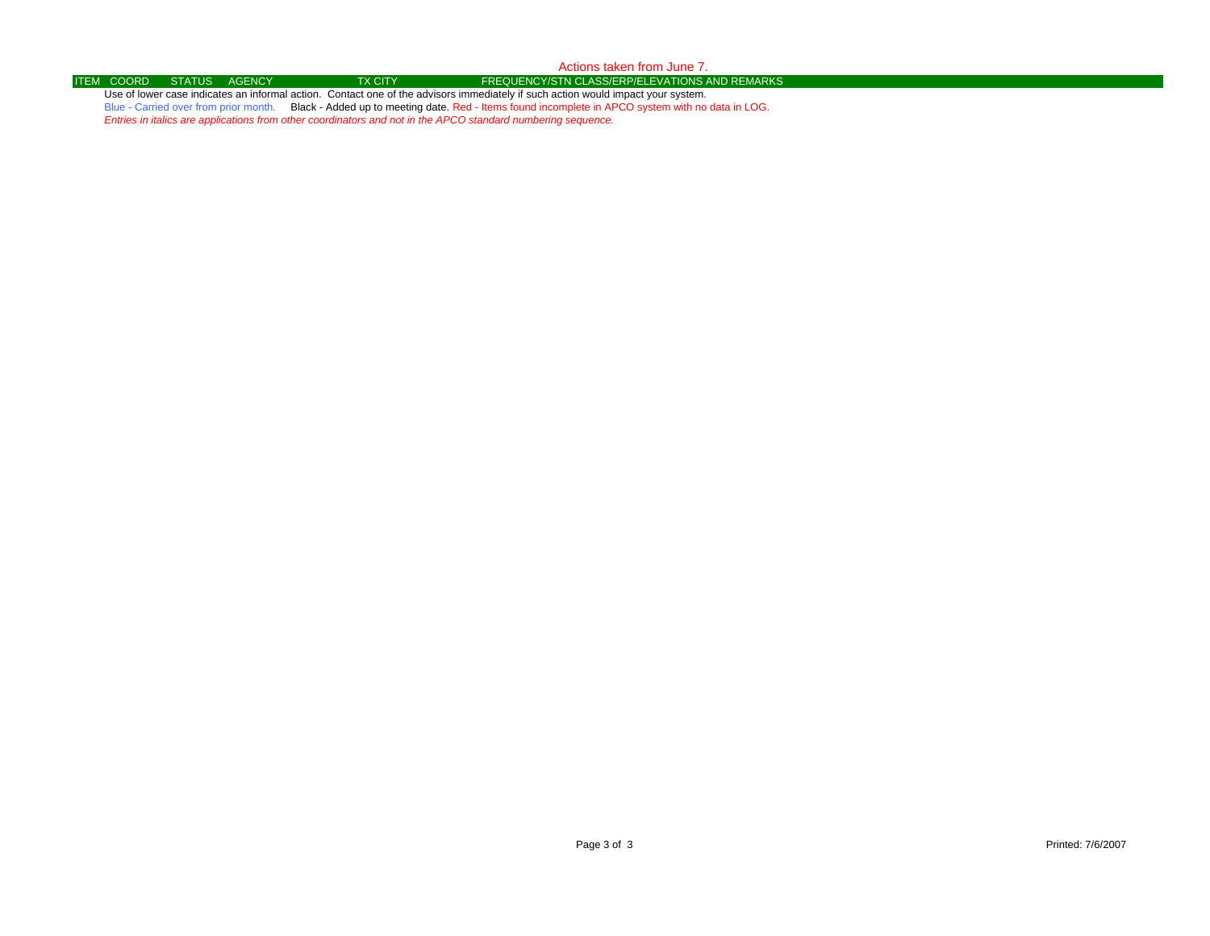Actions taken from June 7.

| ITEM | COORD | STATUS | AGENCY | TX CITY | FREQUENCY/STN CLASS/ERP/ELEVATIONS AND REMARKS |
|---|---|---|---|---|---|

Use of lower case indicates an informal action. Contact one of the advisors immediately if such action would impact your system.

Blue - Carried over from prior month. Black - Added up to meeting date. Red - Items found incomplete in APCO system with no data in LOG.

*Entries in italics are applications from other coordinators and not in the APCO standard numbering sequence.*